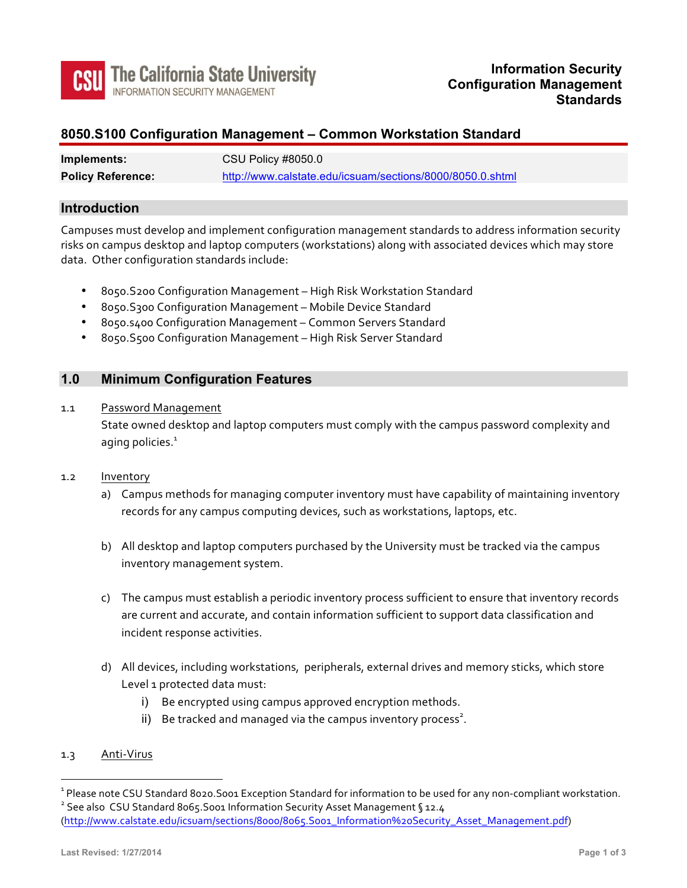**The California State University**
INFORMATION SECURITY MANAGEMENT

**Information Security Configuration Management Standards**

# 8050.S100 Configuration Management – Common Workstation Standard

| **Implements:** | CSU Policy #8050.0 |
| --- | --- |
| **Policy Reference:** | http://www.calstate.edu/icsuam/sections/8000/8050.0.shtml |

## Introduction

Campuses must develop and implement configuration management standards to address information security risks on campus desktop and laptop computers (workstations) along with associated devices which may store data. Other configuration standards include:

- 8050.S200 Configuration Management – High Risk Workstation Standard
- 8050.S300 Configuration Management – Mobile Device Standard
- 8050.s400 Configuration Management – Common Servers Standard
- 8050.S500 Configuration Management – High Risk Server Standard

## 1.0 Minimum Configuration Features

### 1.1 Password Management

State owned desktop and laptop computers must comply with the campus password complexity and aging policies.[1]

### 1.2 Inventory

a) Campus methods for managing computer inventory must have capability of maintaining inventory records for any campus computing devices, such as workstations, laptops, etc.

b) All desktop and laptop computers purchased by the University must be tracked via the campus inventory management system.

c) The campus must establish a periodic inventory process sufficient to ensure that inventory records are current and accurate, and contain information sufficient to support data classification and incident response activities.

d) All devices, including workstations, peripherals, external drives and memory sticks, which store Level 1 protected data must:

  i) Be encrypted using campus approved encryption methods.

  ii) Be tracked and managed via the campus inventory process[2].

### 1.3 Anti-Virus

---

[1] Please note CSU Standard 8020.S001 Exception Standard for information to be used for any non-compliant workstation.

[2] See also CSU Standard 8065.S001 Information Security Asset Management § 12.4 (http://www.calstate.edu/icsuam/sections/8000/8065.S001_Information%20Security_Asset_Management.pdf)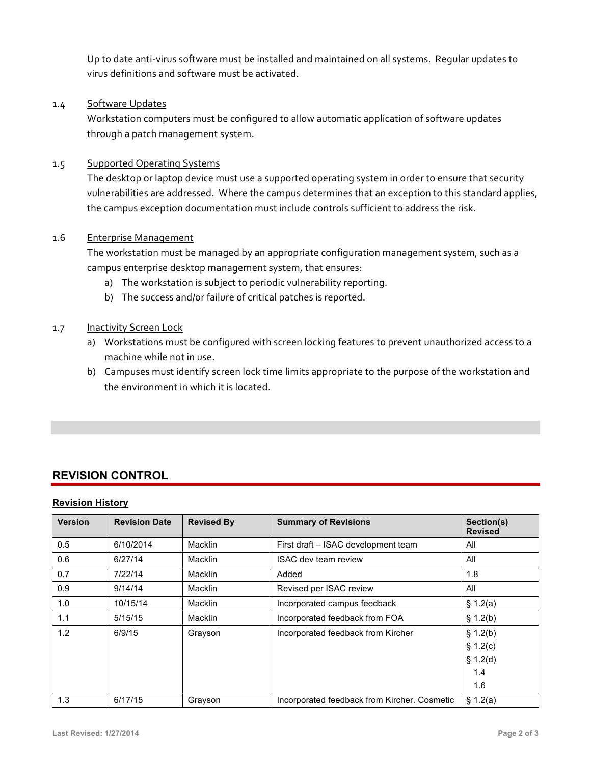Up to date anti-virus software must be installed and maintained on all systems. Regular updates to virus definitions and software must be activated.

1.4 <u>Software Updates</u>

Workstation computers must be configured to allow automatic application of software updates through a patch management system.

1.5 <u>Supported Operating Systems</u>

The desktop or laptop device must use a supported operating system in order to ensure that security vulnerabilities are addressed. Where the campus determines that an exception to this standard applies, the campus exception documentation must include controls sufficient to address the risk.

1.6 <u>Enterprise Management</u>

The workstation must be managed by an appropriate configuration management system, such as a campus enterprise desktop management system, that ensures:

a) The workstation is subject to periodic vulnerability reporting.
b) The success and/or failure of critical patches is reported.

1.7 <u>Inactivity Screen Lock</u>

a) Workstations must be configured with screen locking features to prevent unauthorized access to a machine while not in use.
b) Campuses must identify screen lock time limits appropriate to the purpose of the workstation and the environment in which it is located.

## REVISION CONTROL

### Revision History

| Version | Revision Date | Revised By | Summary of Revisions | Section(s) Revised |
|---|---|---|---|---|
| 0.5 | 6/10/2014 | Macklin | First draft – ISAC development team | All |
| 0.6 | 6/27/14 | Macklin | ISAC dev team review | All |
| 0.7 | 7/22/14 | Macklin | Added | 1.8 |
| 0.9 | 9/14/14 | Macklin | Revised per ISAC review | All |
| 1.0 | 10/15/14 | Macklin | Incorporated campus feedback | § 1.2(a) |
| 1.1 | 5/15/15 | Macklin | Incorporated feedback from FOA | § 1.2(b) |
| 1.2 | 6/9/15 | Grayson | Incorporated feedback from Kircher | § 1.2(b)<br>§ 1.2(c)<br>§ 1.2(d)<br>1.4<br>1.6 |
| 1.3 | 6/17/15 | Grayson | Incorporated feedback from Kircher. Cosmetic | § 1.2(a) |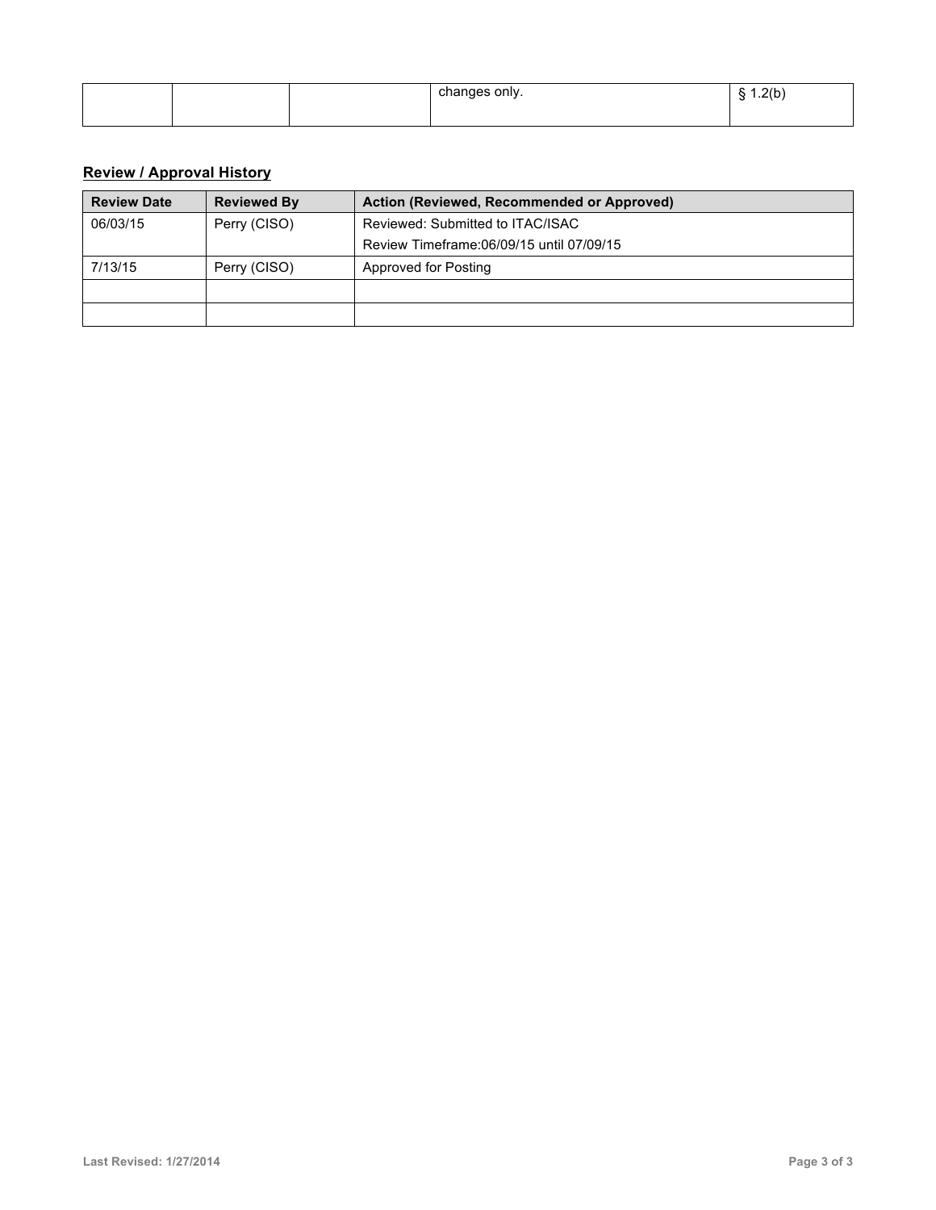| | | | | |
|---|---|---|---|---|
| | | | changes only. | § 1.2(b) |

**Review / Approval History**

| Review Date | Reviewed By | Action (Reviewed, Recommended or Approved) |
|---|---|---|
| 06/03/15 | Perry (CISO) | Reviewed: Submitted to ITAC/ISAC<br>Review Timeframe:06/09/15 until 07/09/15 |
| 7/13/15 | Perry (CISO) | Approved for Posting |
| | | |
| | | |

**Last Revised: 1/27/2014**